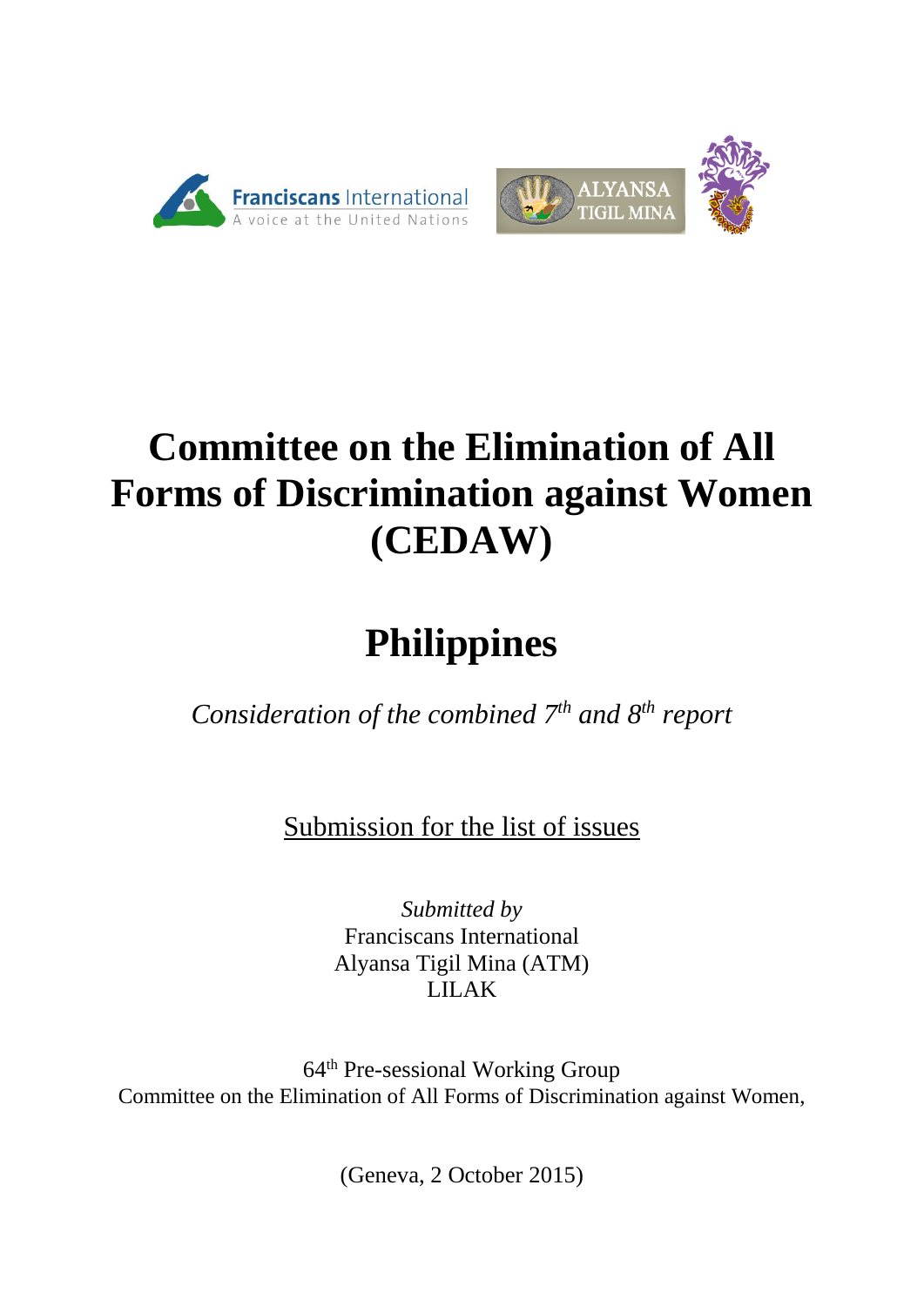# Committee on the Elimination of All Forms of Discrimination against Women (CEDAW)

# Philippines

*Consideration of the combined 7th and 8th report*

Submission for the list of issues

*Submitted by*
Franciscans International
Alyansa Tigil Mina (ATM)
LILAK

64th Pre-sessional Working Group
Committee on the Elimination of All Forms of Discrimination against Women,

(Geneva, 2 October 2015)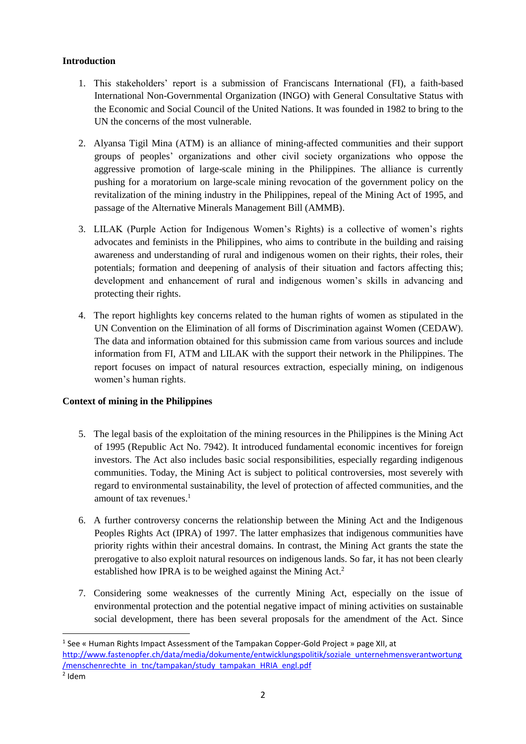**Introduction**

1. This stakeholders' report is a submission of Franciscans International (FI), a faith-based International Non-Governmental Organization (INGO) with General Consultative Status with the Economic and Social Council of the United Nations. It was founded in 1982 to bring to the UN the concerns of the most vulnerable.

2. Alyansa Tigil Mina (ATM) is an alliance of mining-affected communities and their support groups of peoples' organizations and other civil society organizations who oppose the aggressive promotion of large-scale mining in the Philippines. The alliance is currently pushing for a moratorium on large-scale mining revocation of the government policy on the revitalization of the mining industry in the Philippines, repeal of the Mining Act of 1995, and passage of the Alternative Minerals Management Bill (AMMB).

3. LILAK (Purple Action for Indigenous Women's Rights) is a collective of women's rights advocates and feminists in the Philippines, who aims to contribute in the building and raising awareness and understanding of rural and indigenous women on their rights, their roles, their potentials; formation and deepening of analysis of their situation and factors affecting this; development and enhancement of rural and indigenous women's skills in advancing and protecting their rights.

4. The report highlights key concerns related to the human rights of women as stipulated in the UN Convention on the Elimination of all forms of Discrimination against Women (CEDAW). The data and information obtained for this submission came from various sources and include information from FI, ATM and LILAK with the support their network in the Philippines. The report focuses on impact of natural resources extraction, especially mining, on indigenous women's human rights.

**Context of mining in the Philippines**

5. The legal basis of the exploitation of the mining resources in the Philippines is the Mining Act of 1995 (Republic Act No. 7942). It introduced fundamental economic incentives for foreign investors. The Act also includes basic social responsibilities, especially regarding indigenous communities. Today, the Mining Act is subject to political controversies, most severely with regard to environmental sustainability, the level of protection of affected communities, and the amount of tax revenues.[1]

6. A further controversy concerns the relationship between the Mining Act and the Indigenous Peoples Rights Act (IPRA) of 1997. The latter emphasizes that indigenous communities have priority rights within their ancestral domains. In contrast, the Mining Act grants the state the prerogative to also exploit natural resources on indigenous lands. So far, it has not been clearly established how IPRA is to be weighed against the Mining Act.[2]

7. Considering some weaknesses of the currently Mining Act, especially on the issue of environmental protection and the potential negative impact of mining activities on sustainable social development, there has been several proposals for the amendment of the Act. Since

---

[1] See « Human Rights Impact Assessment of the Tampakan Copper-Gold Project » page XII, at http://www.fastenopfer.ch/data/media/dokumente/entwicklungspolitik/soziale_unternehmensverantwortung/menschenrechte_in_tnc/tampakan/study_tampakan_HRIA_engl.pdf

[2] Idem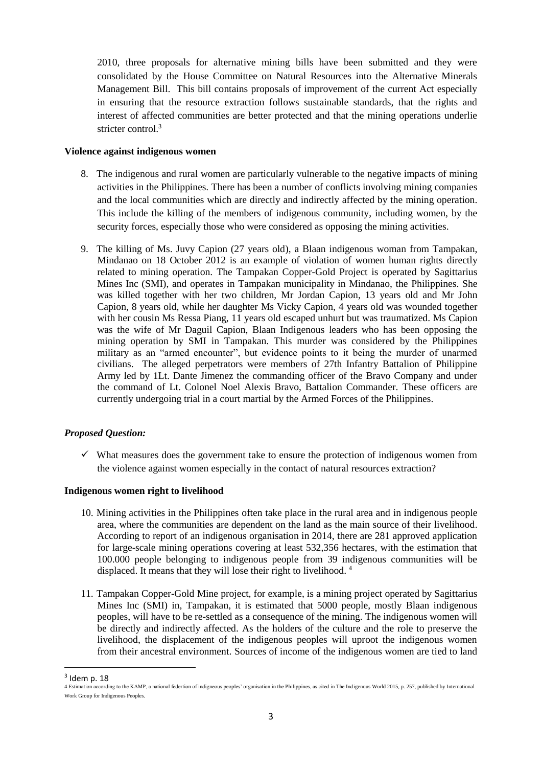2010, three proposals for alternative mining bills have been submitted and they were consolidated by the House Committee on Natural Resources into the Alternative Minerals Management Bill. This bill contains proposals of improvement of the current Act especially in ensuring that the resource extraction follows sustainable standards, that the rights and interest of affected communities are better protected and that the mining operations underlie stricter control.[3]

**Violence against indigenous women**

8. The indigenous and rural women are particularly vulnerable to the negative impacts of mining activities in the Philippines. There has been a number of conflicts involving mining companies and the local communities which are directly and indirectly affected by the mining operation. This include the killing of the members of indigenous community, including women, by the security forces, especially those who were considered as opposing the mining activities.

9. The killing of Ms. Juvy Capion (27 years old), a Blaan indigenous woman from Tampakan, Mindanao on 18 October 2012 is an example of violation of women human rights directly related to mining operation. The Tampakan Copper-Gold Project is operated by Sagittarius Mines Inc (SMI), and operates in Tampakan municipality in Mindanao, the Philippines. She was killed together with her two children, Mr Jordan Capion, 13 years old and Mr John Capion, 8 years old, while her daughter Ms Vicky Capion, 4 years old was wounded together with her cousin Ms Ressa Piang, 11 years old escaped unhurt but was traumatized. Ms Capion was the wife of Mr Daguil Capion, Blaan Indigenous leaders who has been opposing the mining operation by SMI in Tampakan. This murder was considered by the Philippines military as an "armed encounter", but evidence points to it being the murder of unarmed civilians. The alleged perpetrators were members of 27th Infantry Battalion of Philippine Army led by 1Lt. Dante Jimenez the commanding officer of the Bravo Company and under the command of Lt. Colonel Noel Alexis Bravo, Battalion Commander. These officers are currently undergoing trial in a court martial by the Armed Forces of the Philippines.

***Proposed Question:***

- ✓ What measures does the government take to ensure the protection of indigenous women from the violence against women especially in the contact of natural resources extraction?

**Indigenous women right to livelihood**

10. Mining activities in the Philippines often take place in the rural area and in indigenous people area, where the communities are dependent on the land as the main source of their livelihood. According to report of an indigenous organisation in 2014, there are 281 approved application for large-scale mining operations covering at least 532,356 hectares, with the estimation that 100.000 people belonging to indigenous people from 39 indigenous communities will be displaced. It means that they will lose their right to livelihood.[4]

11. Tampakan Copper-Gold Mine project, for example, is a mining project operated by Sagittarius Mines Inc (SMI) in, Tampakan, it is estimated that 5000 people, mostly Blaan indigenous peoples, will have to be re-settled as a consequence of the mining. The indigenous women will be directly and indirectly affected. As the holders of the culture and the role to preserve the livelihood, the displacement of the indigenous peoples will uproot the indigenous women from their ancestral environment. Sources of income of the indigenous women are tied to land

---

[3] Idem p. 18

[4] Estimation according to the KAMP, a national federtion of indigneous peoples' organisation in the Philippines, as cited in The Indigenous World 2015, p. 257, published by International Work Group for Indigenous Peoples.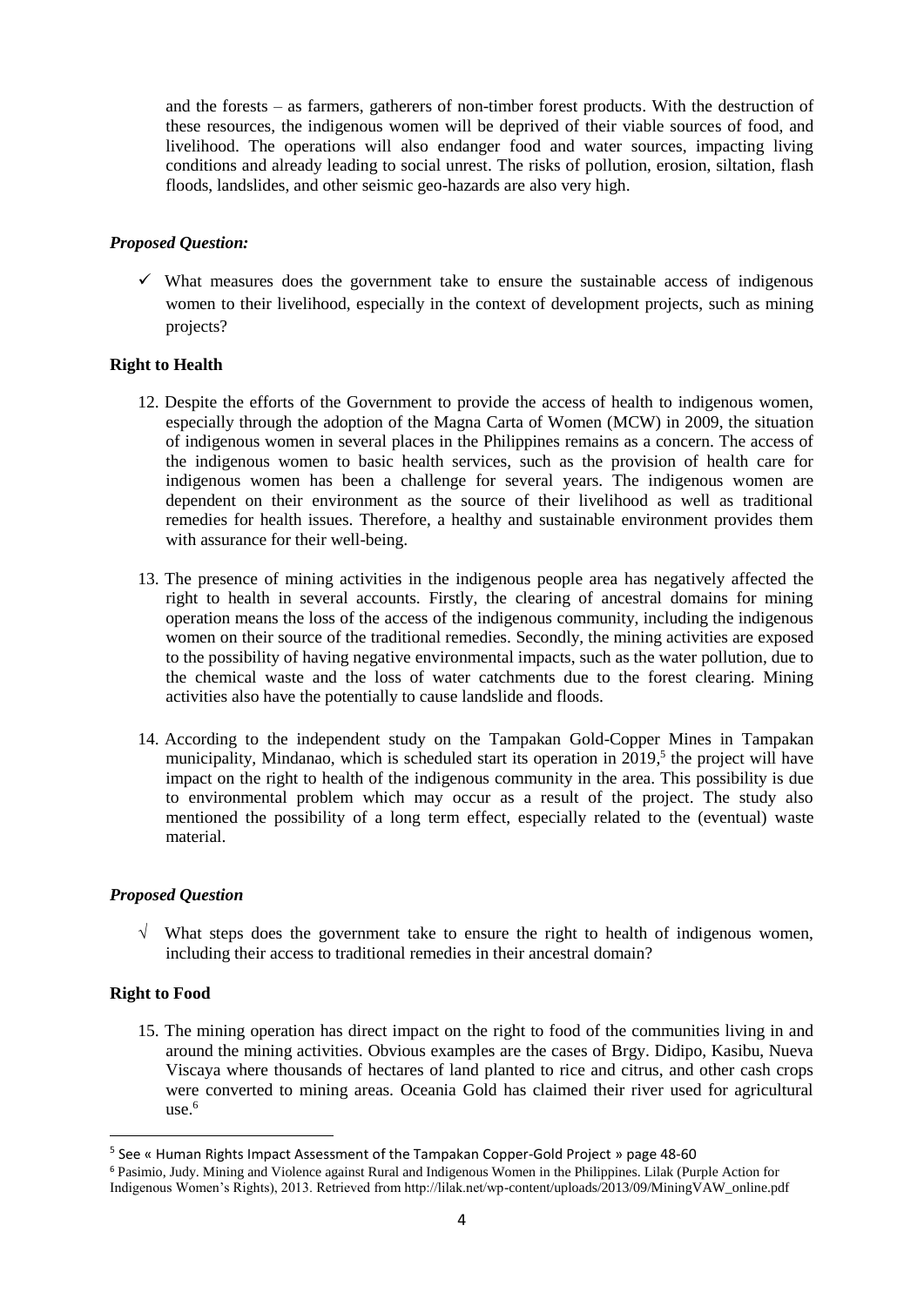and the forests – as farmers, gatherers of non-timber forest products. With the destruction of these resources, the indigenous women will be deprived of their viable sources of food, and livelihood. The operations will also endanger food and water sources, impacting living conditions and already leading to social unrest. The risks of pollution, erosion, siltation, flash floods, landslides, and other seismic geo-hazards are also very high.

***Proposed Question:***

- ✓ What measures does the government take to ensure the sustainable access of indigenous women to their livelihood, especially in the context of development projects, such as mining projects?

**Right to Health**

12. Despite the efforts of the Government to provide the access of health to indigenous women, especially through the adoption of the Magna Carta of Women (MCW) in 2009, the situation of indigenous women in several places in the Philippines remains as a concern. The access of the indigenous women to basic health services, such as the provision of health care for indigenous women has been a challenge for several years. The indigenous women are dependent on their environment as the source of their livelihood as well as traditional remedies for health issues. Therefore, a healthy and sustainable environment provides them with assurance for their well-being.

13. The presence of mining activities in the indigenous people area has negatively affected the right to health in several accounts. Firstly, the clearing of ancestral domains for mining operation means the loss of the access of the indigenous community, including the indigenous women on their source of the traditional remedies. Secondly, the mining activities are exposed to the possibility of having negative environmental impacts, such as the water pollution, due to the chemical waste and the loss of water catchments due to the forest clearing. Mining activities also have the potentially to cause landslide and floods.

14. According to the independent study on the Tampakan Gold-Copper Mines in Tampakan municipality, Mindanao, which is scheduled start its operation in 2019,[5] the project will have impact on the right to health of the indigenous community in the area. This possibility is due to environmental problem which may occur as a result of the project. The study also mentioned the possibility of a long term effect, especially related to the (eventual) waste material.

***Proposed Question***

- √ What steps does the government take to ensure the right to health of indigenous women, including their access to traditional remedies in their ancestral domain?

**Right to Food**

15. The mining operation has direct impact on the right to food of the communities living in and around the mining activities. Obvious examples are the cases of Brgy. Didipo, Kasibu, Nueva Viscaya where thousands of hectares of land planted to rice and citrus, and other cash crops were converted to mining areas. Oceania Gold has claimed their river used for agricultural use.[6]

---

[5] See « Human Rights Impact Assessment of the Tampakan Copper-Gold Project » page 48-60

[6] Pasimio, Judy. Mining and Violence against Rural and Indigenous Women in the Philippines. Lilak (Purple Action for Indigenous Women's Rights), 2013. Retrieved from http://lilak.net/wp-content/uploads/2013/09/MiningVAW_online.pdf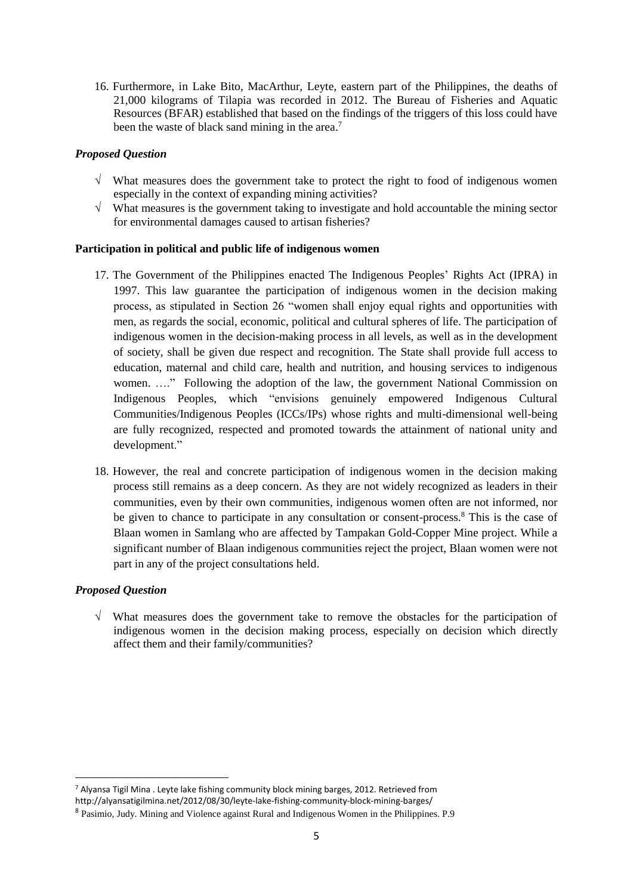16. Furthermore, in Lake Bito, MacArthur, Leyte, eastern part of the Philippines, the deaths of 21,000 kilograms of Tilapia was recorded in 2012. The Bureau of Fisheries and Aquatic Resources (BFAR) established that based on the findings of the triggers of this loss could have been the waste of black sand mining in the area.[7]

***Proposed Question***

- √ What measures does the government take to protect the right to food of indigenous women especially in the context of expanding mining activities?
- √ What measures is the government taking to investigate and hold accountable the mining sector for environmental damages caused to artisan fisheries?

**Participation in political and public life of indigenous women**

17. The Government of the Philippines enacted The Indigenous Peoples' Rights Act (IPRA) in 1997. This law guarantee the participation of indigenous women in the decision making process, as stipulated in Section 26 "women shall enjoy equal rights and opportunities with men, as regards the social, economic, political and cultural spheres of life. The participation of indigenous women in the decision-making process in all levels, as well as in the development of society, shall be given due respect and recognition. The State shall provide full access to education, maternal and child care, health and nutrition, and housing services to indigenous women. …." Following the adoption of the law, the government National Commission on Indigenous Peoples, which "envisions genuinely empowered Indigenous Cultural Communities/Indigenous Peoples (ICCs/IPs) whose rights and multi-dimensional well-being are fully recognized, respected and promoted towards the attainment of national unity and development."

18. However, the real and concrete participation of indigenous women in the decision making process still remains as a deep concern. As they are not widely recognized as leaders in their communities, even by their own communities, indigenous women often are not informed, nor be given to chance to participate in any consultation or consent-process.[8] This is the case of Blaan women in Samlang who are affected by Tampakan Gold-Copper Mine project. While a significant number of Blaan indigenous communities reject the project, Blaan women were not part in any of the project consultations held.

***Proposed Question***

- √ What measures does the government take to remove the obstacles for the participation of indigenous women in the decision making process, especially on decision which directly affect them and their family/communities?

---

[7] Alyansa Tigil Mina . Leyte lake fishing community block mining barges, 2012. Retrieved from http://alyansatigilmina.net/2012/08/30/leyte-lake-fishing-community-block-mining-barges/

[8] Pasimio, Judy. Mining and Violence against Rural and Indigenous Women in the Philippines. P.9